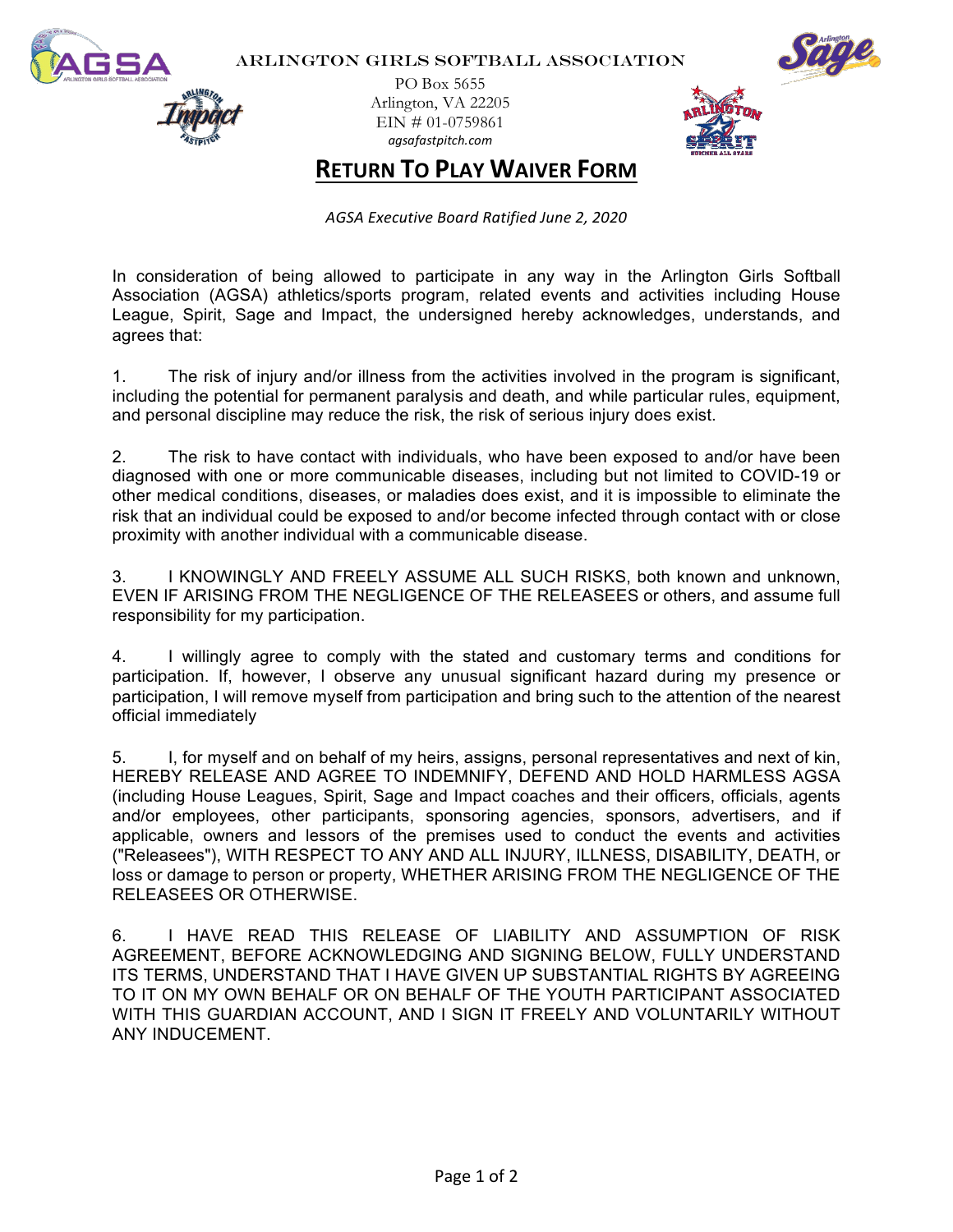ARLINGTON GIRLS SOFTBALL ASSOCIATION

PO Box 5655
Arlington, VA 22205
EIN # 01-0759861
*agsafastpitch.com*

# RETURN TO PLAY WAIVER FORM

*AGSA Executive Board Ratified June 2, 2020*

In consideration of being allowed to participate in any way in the Arlington Girls Softball Association (AGSA) athletics/sports program, related events and activities including House League, Spirit, Sage and Impact, the undersigned hereby acknowledges, understands, and agrees that:

1. The risk of injury and/or illness from the activities involved in the program is significant, including the potential for permanent paralysis and death, and while particular rules, equipment, and personal discipline may reduce the risk, the risk of serious injury does exist.

2. The risk to have contact with individuals, who have been exposed to and/or have been diagnosed with one or more communicable diseases, including but not limited to COVID-19 or other medical conditions, diseases, or maladies does exist, and it is impossible to eliminate the risk that an individual could be exposed to and/or become infected through contact with or close proximity with another individual with a communicable disease.

3. I KNOWINGLY AND FREELY ASSUME ALL SUCH RISKS, both known and unknown, EVEN IF ARISING FROM THE NEGLIGENCE OF THE RELEASEES or others, and assume full responsibility for my participation.

4. I willingly agree to comply with the stated and customary terms and conditions for participation. If, however, I observe any unusual significant hazard during my presence or participation, I will remove myself from participation and bring such to the attention of the nearest official immediately

5. I, for myself and on behalf of my heirs, assigns, personal representatives and next of kin, HEREBY RELEASE AND AGREE TO INDEMNIFY, DEFEND AND HOLD HARMLESS AGSA (including House Leagues, Spirit, Sage and Impact coaches and their officers, officials, agents and/or employees, other participants, sponsoring agencies, sponsors, advertisers, and if applicable, owners and lessors of the premises used to conduct the events and activities ("Releasees"), WITH RESPECT TO ANY AND ALL INJURY, ILLNESS, DISABILITY, DEATH, or loss or damage to person or property, WHETHER ARISING FROM THE NEGLIGENCE OF THE RELEASEES OR OTHERWISE.

6. I HAVE READ THIS RELEASE OF LIABILITY AND ASSUMPTION OF RISK AGREEMENT, BEFORE ACKNOWLEDGING AND SIGNING BELOW, FULLY UNDERSTAND ITS TERMS, UNDERSTAND THAT I HAVE GIVEN UP SUBSTANTIAL RIGHTS BY AGREEING TO IT ON MY OWN BEHALF OR ON BEHALF OF THE YOUTH PARTICIPANT ASSOCIATED WITH THIS GUARDIAN ACCOUNT, AND I SIGN IT FREELY AND VOLUNTARILY WITHOUT ANY INDUCEMENT.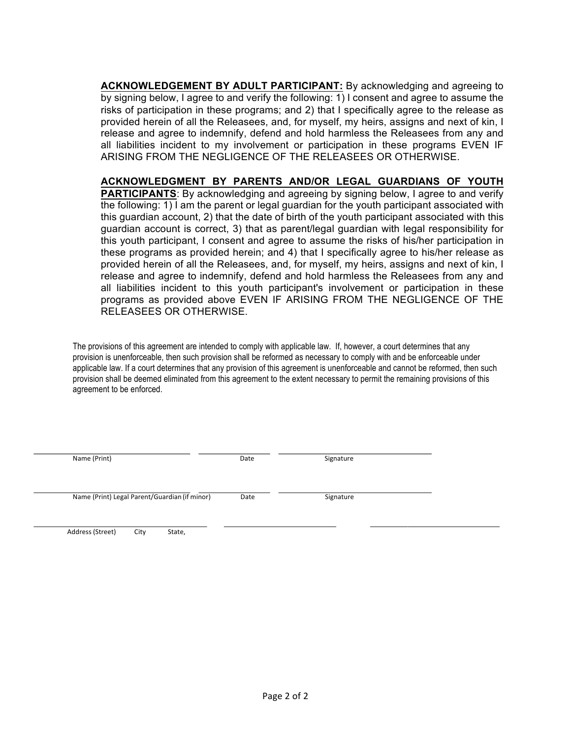**ACKNOWLEDGEMENT BY ADULT PARTICIPANT:** By acknowledging and agreeing to by signing below, I agree to and verify the following: 1) I consent and agree to assume the risks of participation in these programs; and 2) that I specifically agree to the release as provided herein of all the Releasees, and, for myself, my heirs, assigns and next of kin, I release and agree to indemnify, defend and hold harmless the Releasees from any and all liabilities incident to my involvement or participation in these programs EVEN IF ARISING FROM THE NEGLIGENCE OF THE RELEASEES OR OTHERWISE.

**ACKNOWLEDGMENT BY PARENTS AND/OR LEGAL GUARDIANS OF YOUTH PARTICIPANTS**: By acknowledging and agreeing by signing below, I agree to and verify the following: 1) I am the parent or legal guardian for the youth participant associated with this guardian account, 2) that the date of birth of the youth participant associated with this guardian account is correct, 3) that as parent/legal guardian with legal responsibility for this youth participant, I consent and agree to assume the risks of his/her participation in these programs as provided herein; and 4) that I specifically agree to his/her release as provided herein of all the Releasees, and, for myself, my heirs, assigns and next of kin, I release and agree to indemnify, defend and hold harmless the Releasees from any and all liabilities incident to this youth participant's involvement or participation in these programs as provided above EVEN IF ARISING FROM THE NEGLIGENCE OF THE RELEASEES OR OTHERWISE.

The provisions of this agreement are intended to comply with applicable law. If, however, a court determines that any provision is unenforceable, then such provision shall be reformed as necessary to comply with and be enforceable under applicable law. If a court determines that any provision of this agreement is unenforceable and cannot be reformed, then such provision shall be deemed eliminated from this agreement to the extent necessary to permit the remaining provisions of this agreement to be enforced.

______________________________ ____________ ______________________________
Name (Print) Date Signature

______________________________ ____________ ______________________________
Name (Print) Legal Parent/Guardian (if minor) Date Signature

______________________________ ____________________ ______________________
Address (Street) City State,